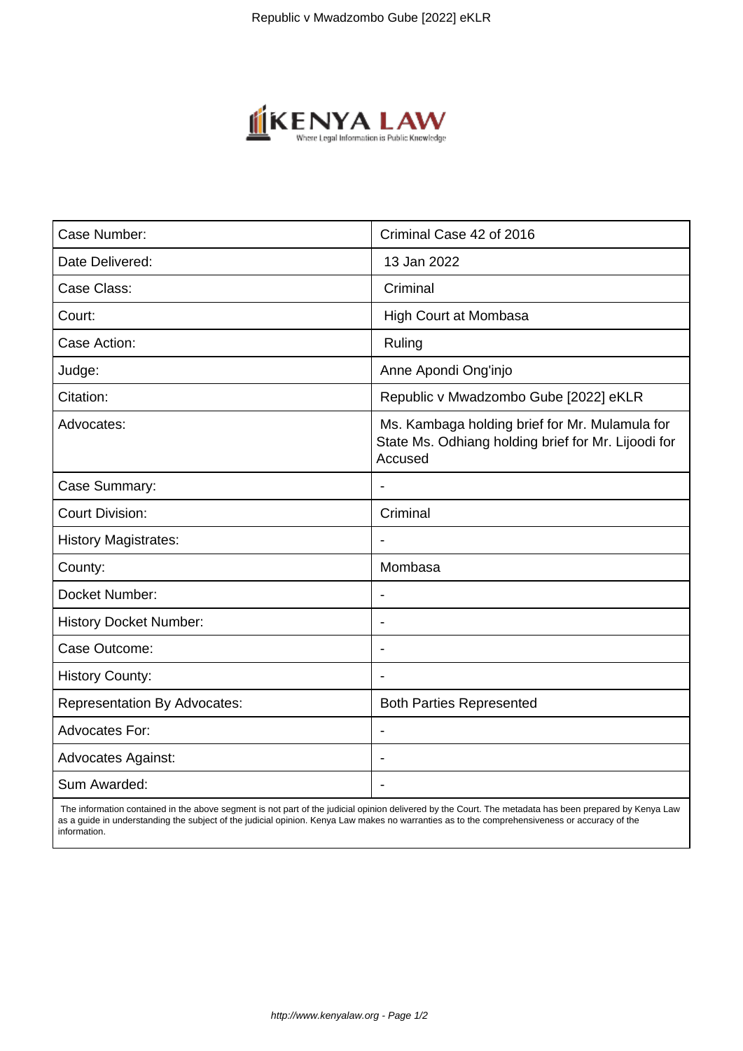| Case Number: | Criminal Case 42 of 2016 |
| --- | --- |
| Date Delivered: | 13 Jan 2022 |
| Case Class: | Criminal |
| Court: | High Court at Mombasa |
| Case Action: | Ruling |
| Judge: | Anne Apondi Ong'injo |
| Citation: | Republic v Mwadzombo Gube [2022] eKLR |
| Advocates: | Ms. Kambaga holding brief for Mr. Mulamula for State Ms. Odhiang holding brief for Mr. Lijoodi for Accused |
| Case Summary: | - |
| Court Division: | Criminal |
| History Magistrates: | - |
| County: | Mombasa |
| Docket Number: | - |
| History Docket Number: | - |
| Case Outcome: | - |
| History County: | - |
| Representation By Advocates: | Both Parties Represented |
| Advocates For: | - |
| Advocates Against: | - |
| Sum Awarded: | - |

The information contained in the above segment is not part of the judicial opinion delivered by the Court. The metadata has been prepared by Kenya Law as a guide in understanding the subject of the judicial opinion. Kenya Law makes no warranties as to the comprehensiveness or accuracy of the information.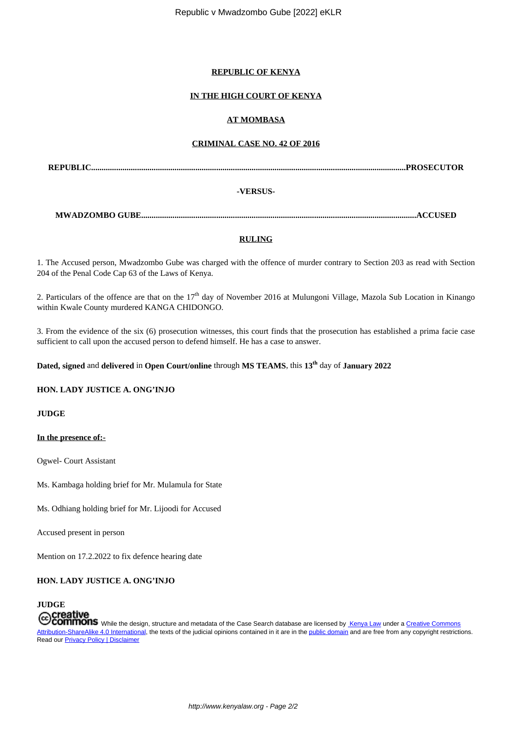**REPUBLIC OF KENYA**

**IN THE HIGH COURT OF KENYA**

**AT MOMBASA**

**CRIMINAL CASE NO. 42 OF 2016**

**REPUBLIC.......................................................................................................................................................PROSECUTOR**

**-VERSUS-**

**MWADZOMBO GUBE...................................................................................................................................ACCUSED**

**RULING**

1. The Accused person, Mwadzombo Gube was charged with the offence of murder contrary to Section 203 as read with Section 204 of the Penal Code Cap 63 of the Laws of Kenya.

2. Particulars of the offence are that on the 17th day of November 2016 at Mulungoni Village, Mazola Sub Location in Kinango within Kwale County murdered KANGA CHIDONGO.

3. From the evidence of the six (6) prosecution witnesses, this court finds that the prosecution has established a prima facie case sufficient to call upon the accused person to defend himself. He has a case to answer.

**Dated, signed** and **delivered** in **Open Court/online** through **MS TEAMS**, this **13th** day of **January 2022**

**HON. LADY JUSTICE A. ONG'INJO**

**JUDGE**

**In the presence of:-**

Ogwel- Court Assistant

Ms. Kambaga holding brief for Mr. Mulamula for State

Ms. Odhiang holding brief for Mr. Lijoodi for Accused

Accused present in person

Mention on 17.2.2022 to fix defence hearing date

**HON. LADY JUSTICE A. ONG'INJO**

**JUDGE**

While the design, structure and metadata of the Case Search database are licensed by Kenya Law under a Creative Commons Attribution-ShareAlike 4.0 International, the texts of the judicial opinions contained in it are in the public domain and are free from any copyright restrictions. Read our Privacy Policy | Disclaimer